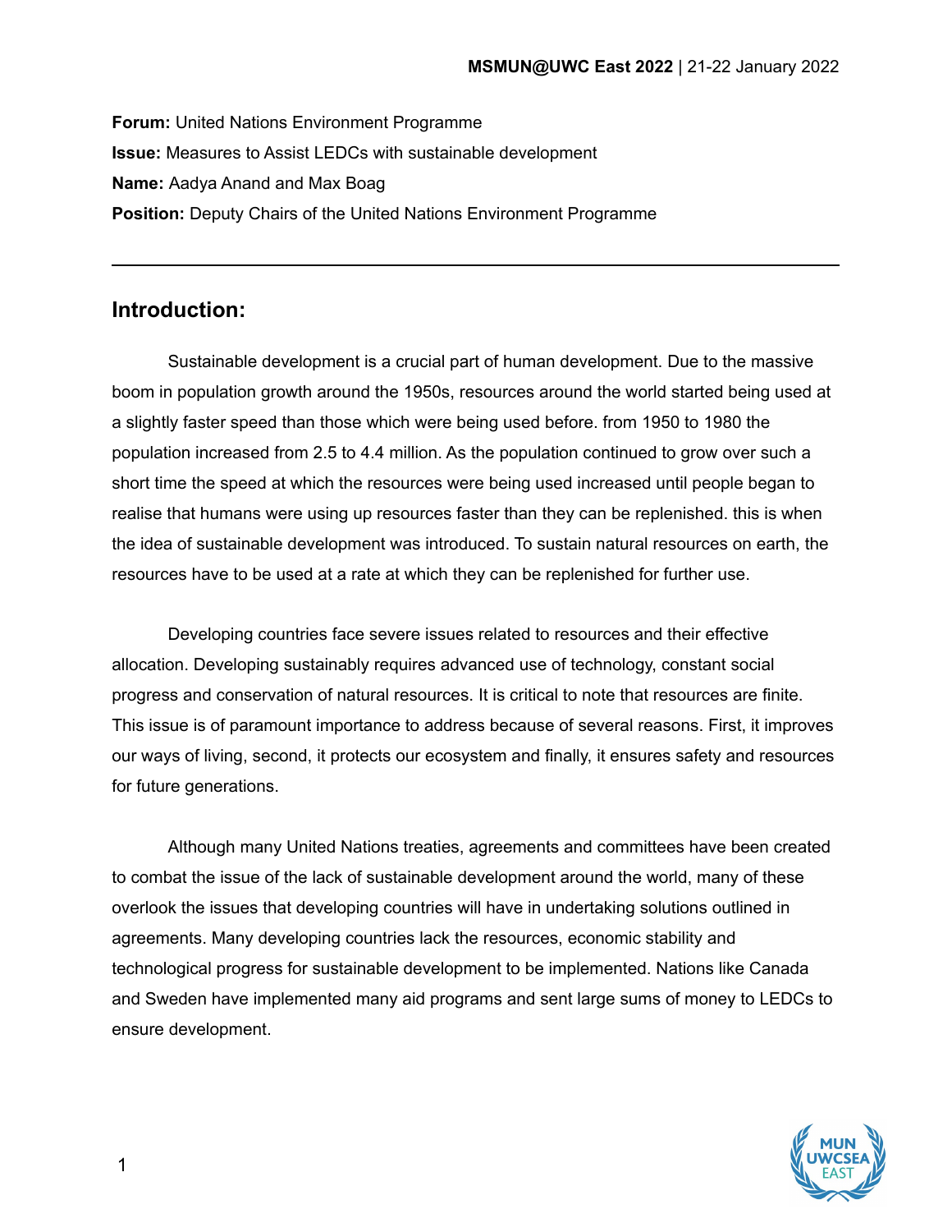**Forum:** United Nations Environment Programme

**Issue:** Measures to Assist LEDCs with sustainable development

**Name:** Aadya Anand and Max Boag

**Position:** Deputy Chairs of the United Nations Environment Programme

---

## Introduction:

Sustainable development is a crucial part of human development. Due to the massive boom in population growth around the 1950s, resources around the world started being used at a slightly faster speed than those which were being used before. from 1950 to 1980 the population increased from 2.5 to 4.4 million. As the population continued to grow over such a short time the speed at which the resources were being used increased until people began to realise that humans were using up resources faster than they can be replenished. this is when the idea of sustainable development was introduced. To sustain natural resources on earth, the resources have to be used at a rate at which they can be replenished for further use.

Developing countries face severe issues related to resources and their effective allocation. Developing sustainably requires advanced use of technology, constant social progress and conservation of natural resources. It is critical to note that resources are finite. This issue is of paramount importance to address because of several reasons. First, it improves our ways of living, second, it protects our ecosystem and finally, it ensures safety and resources for future generations.

Although many United Nations treaties, agreements and committees have been created to combat the issue of the lack of sustainable development around the world, many of these overlook the issues that developing countries will have in undertaking solutions outlined in agreements. Many developing countries lack the resources, economic stability and technological progress for sustainable development to be implemented. Nations like Canada and Sweden have implemented many aid programs and sent large sums of money to LEDCs to ensure development.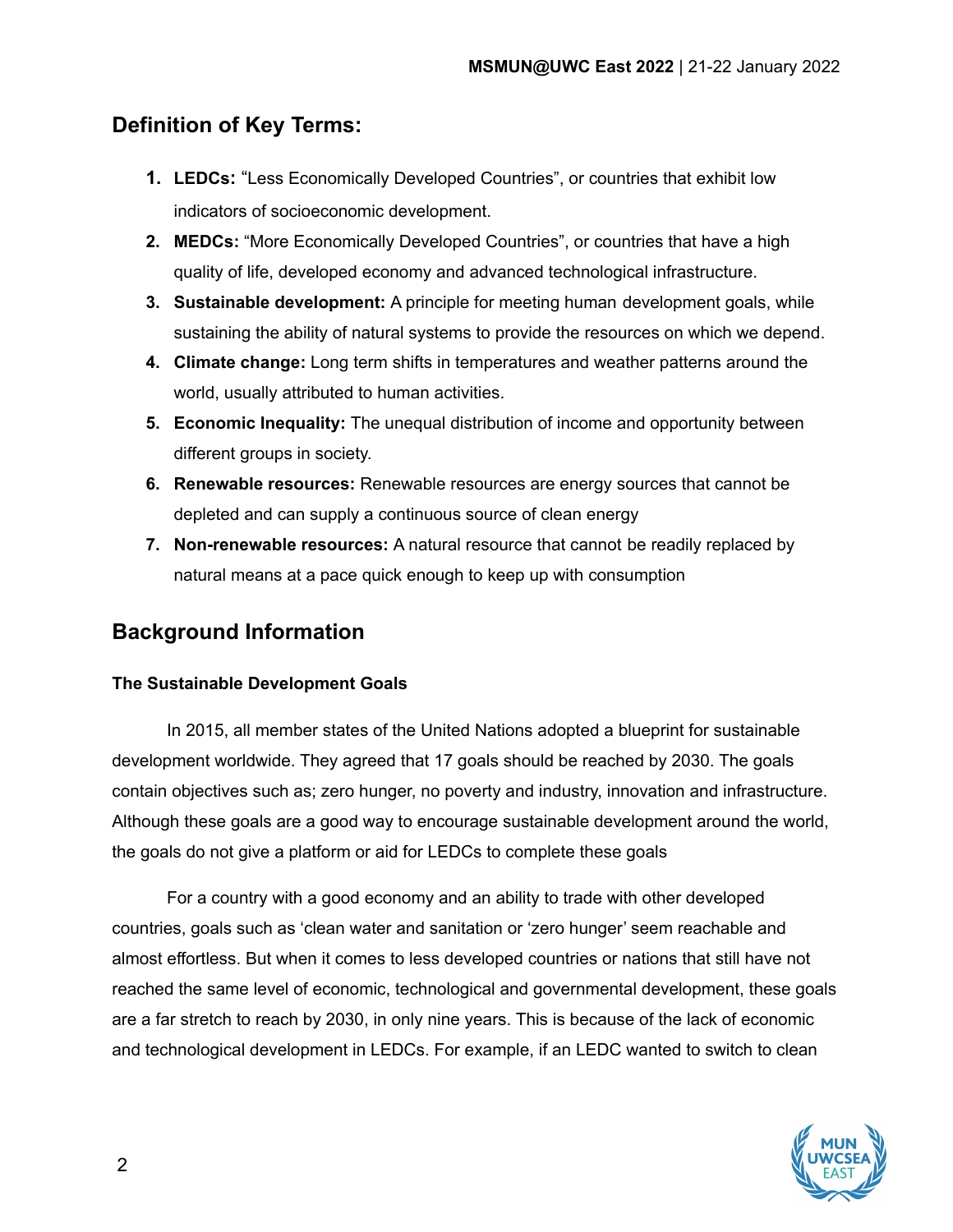## Definition of Key Terms:

1. **LEDCs:** “Less Economically Developed Countries”, or countries that exhibit low indicators of socioeconomic development.
2. **MEDCs:** “More Economically Developed Countries”, or countries that have a high quality of life, developed economy and advanced technological infrastructure.
3. **Sustainable development:** A principle for meeting human development goals, while sustaining the ability of natural systems to provide the resources on which we depend.
4. **Climate change:** Long term shifts in temperatures and weather patterns around the world, usually attributed to human activities.
5. **Economic Inequality:** The unequal distribution of income and opportunity between different groups in society.
6. **Renewable resources:** Renewable resources are energy sources that cannot be depleted and can supply a continuous source of clean energy
7. **Non-renewable resources:** A natural resource that cannot be readily replaced by natural means at a pace quick enough to keep up with consumption

## Background Information

### The Sustainable Development Goals

In 2015, all member states of the United Nations adopted a blueprint for sustainable development worldwide. They agreed that 17 goals should be reached by 2030. The goals contain objectives such as; zero hunger, no poverty and industry, innovation and infrastructure. Although these goals are a good way to encourage sustainable development around the world, the goals do not give a platform or aid for LEDCs to complete these goals

For a country with a good economy and an ability to trade with other developed countries, goals such as ‘clean water and sanitation or ‘zero hunger’ seem reachable and almost effortless. But when it comes to less developed countries or nations that still have not reached the same level of economic, technological and governmental development, these goals are a far stretch to reach by 2030, in only nine years. This is because of the lack of economic and technological development in LEDCs. For example, if an LEDC wanted to switch to clean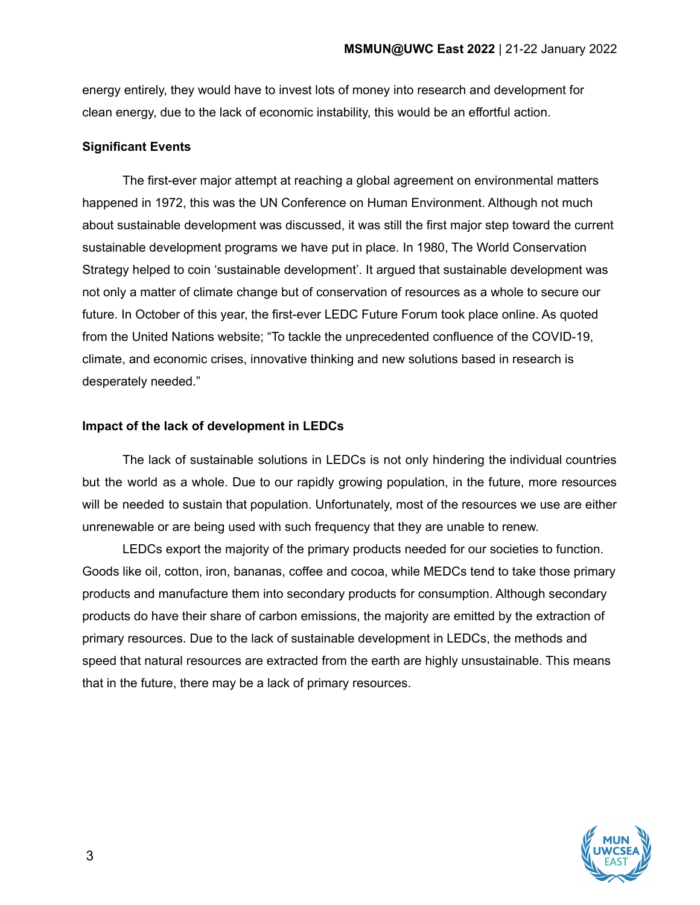energy entirely, they would have to invest lots of money into research and development for clean energy, due to the lack of economic instability, this would be an effortful action.

**Significant Events**

The first-ever major attempt at reaching a global agreement on environmental matters happened in 1972, this was the UN Conference on Human Environment. Although not much about sustainable development was discussed, it was still the first major step toward the current sustainable development programs we have put in place. In 1980, The World Conservation Strategy helped to coin 'sustainable development'. It argued that sustainable development was not only a matter of climate change but of conservation of resources as a whole to secure our future. In October of this year, the first-ever LEDC Future Forum took place online. As quoted from the United Nations website; "To tackle the unprecedented confluence of the COVID-19, climate, and economic crises, innovative thinking and new solutions based in research is desperately needed."

**Impact of the lack of development in LEDCs**

The lack of sustainable solutions in LEDCs is not only hindering the individual countries but the world as a whole. Due to our rapidly growing population, in the future, more resources will be needed to sustain that population. Unfortunately, most of the resources we use are either unrenewable or are being used with such frequency that they are unable to renew.

LEDCs export the majority of the primary products needed for our societies to function. Goods like oil, cotton, iron, bananas, coffee and cocoa, while MEDCs tend to take those primary products and manufacture them into secondary products for consumption. Although secondary products do have their share of carbon emissions, the majority are emitted by the extraction of primary resources. Due to the lack of sustainable development in LEDCs, the methods and speed that natural resources are extracted from the earth are highly unsustainable. This means that in the future, there may be a lack of primary resources.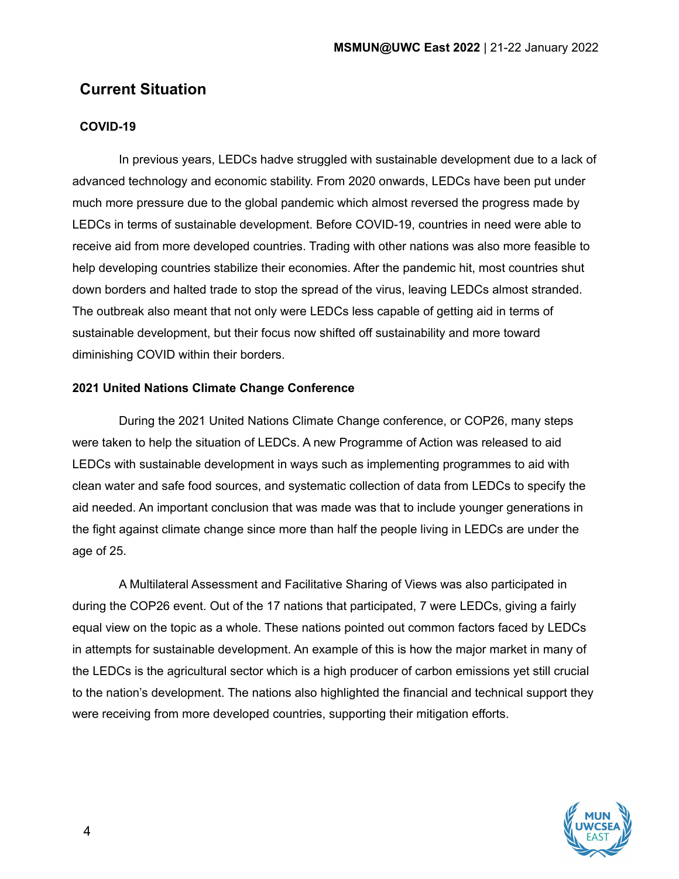## Current Situation

### COVID-19

In previous years, LEDCs hadve struggled with sustainable development due to a lack of advanced technology and economic stability. From 2020 onwards, LEDCs have been put under much more pressure due to the global pandemic which almost reversed the progress made by LEDCs in terms of sustainable development. Before COVID-19, countries in need were able to receive aid from more developed countries. Trading with other nations was also more feasible to help developing countries stabilize their economies. After the pandemic hit, most countries shut down borders and halted trade to stop the spread of the virus, leaving LEDCs almost stranded. The outbreak also meant that not only were LEDCs less capable of getting aid in terms of sustainable development, but their focus now shifted off sustainability and more toward diminishing COVID within their borders.

### 2021 United Nations Climate Change Conference

During the 2021 United Nations Climate Change conference, or COP26, many steps were taken to help the situation of LEDCs. A new Programme of Action was released to aid LEDCs with sustainable development in ways such as implementing programmes to aid with clean water and safe food sources, and systematic collection of data from LEDCs to specify the aid needed. An important conclusion that was made was that to include younger generations in the fight against climate change since more than half the people living in LEDCs are under the age of 25.

A Multilateral Assessment and Facilitative Sharing of Views was also participated in during the COP26 event. Out of the 17 nations that participated, 7 were LEDCs, giving a fairly equal view on the topic as a whole. These nations pointed out common factors faced by LEDCs in attempts for sustainable development. An example of this is how the major market in many of the LEDCs is the agricultural sector which is a high producer of carbon emissions yet still crucial to the nation's development. The nations also highlighted the financial and technical support they were receiving from more developed countries, supporting their mitigation efforts.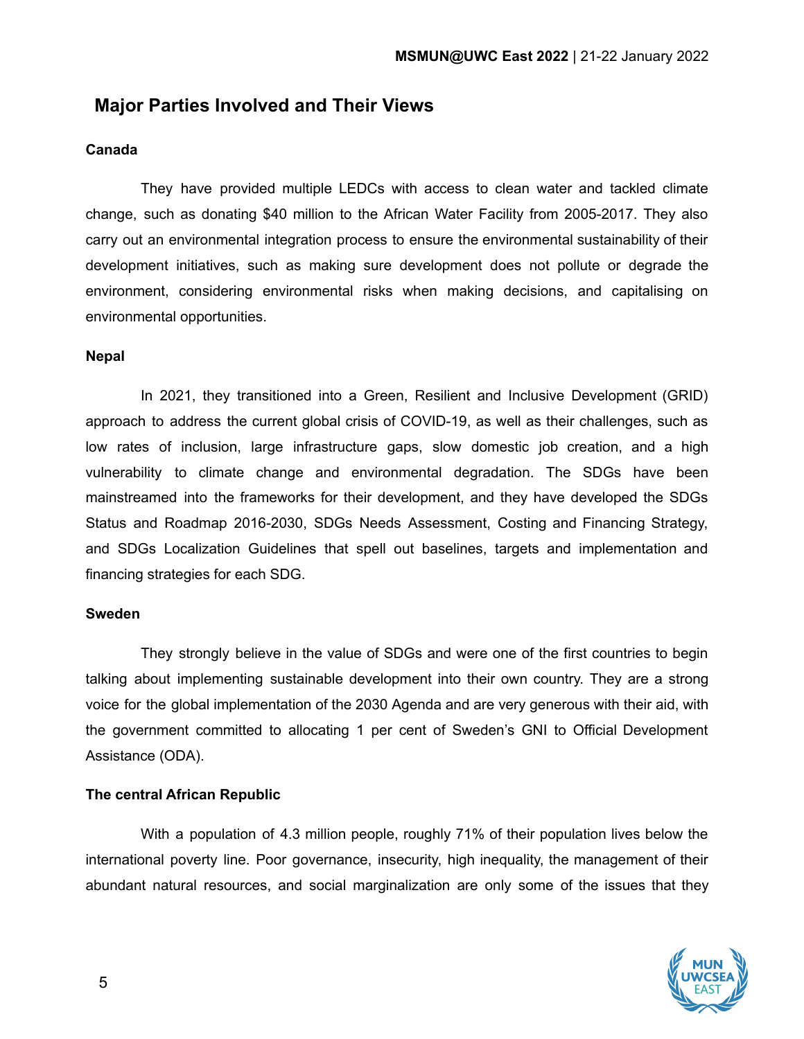## Major Parties Involved and Their Views

**Canada**

They have provided multiple LEDCs with access to clean water and tackled climate change, such as donating $40 million to the African Water Facility from 2005-2017. They also carry out an environmental integration process to ensure the environmental sustainability of their development initiatives, such as making sure development does not pollute or degrade the environment, considering environmental risks when making decisions, and capitalising on environmental opportunities.

**Nepal**

In 2021, they transitioned into a Green, Resilient and Inclusive Development (GRID) approach to address the current global crisis of COVID-19, as well as their challenges, such as low rates of inclusion, large infrastructure gaps, slow domestic job creation, and a high vulnerability to climate change and environmental degradation. The SDGs have been mainstreamed into the frameworks for their development, and they have developed the SDGs Status and Roadmap 2016-2030, SDGs Needs Assessment, Costing and Financing Strategy, and SDGs Localization Guidelines that spell out baselines, targets and implementation and financing strategies for each SDG.

**Sweden**

They strongly believe in the value of SDGs and were one of the first countries to begin talking about implementing sustainable development into their own country. They are a strong voice for the global implementation of the 2030 Agenda and are very generous with their aid, with the government committed to allocating 1 per cent of Sweden's GNI to Official Development Assistance (ODA).

**The central African Republic**

With a population of 4.3 million people, roughly 71% of their population lives below the international poverty line. Poor governance, insecurity, high inequality, the management of their abundant natural resources, and social marginalization are only some of the issues that they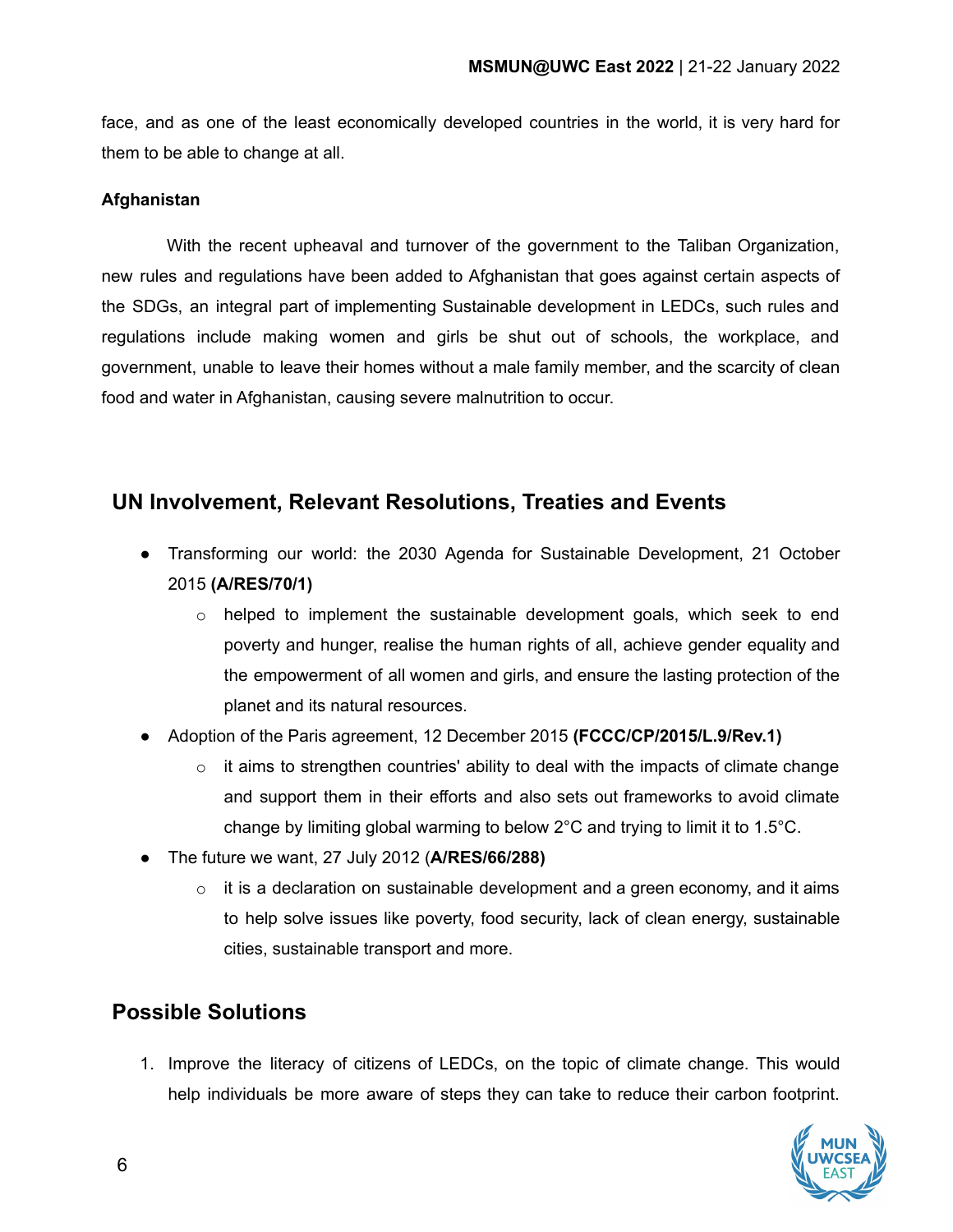face, and as one of the least economically developed countries in the world, it is very hard for them to be able to change at all.

**Afghanistan**

With the recent upheaval and turnover of the government to the Taliban Organization, new rules and regulations have been added to Afghanistan that goes against certain aspects of the SDGs, an integral part of implementing Sustainable development in LEDCs, such rules and regulations include making women and girls be shut out of schools, the workplace, and government, unable to leave their homes without a male family member, and the scarcity of clean food and water in Afghanistan, causing severe malnutrition to occur.

## UN Involvement, Relevant Resolutions, Treaties and Events

- Transforming our world: the 2030 Agenda for Sustainable Development, 21 October 2015 **(A/RES/70/1)**
  - helped to implement the sustainable development goals, which seek to end poverty and hunger, realise the human rights of all, achieve gender equality and the empowerment of all women and girls, and ensure the lasting protection of the planet and its natural resources.
- Adoption of the Paris agreement, 12 December 2015 **(FCCC/CP/2015/L.9/Rev.1)**
  - it aims to strengthen countries' ability to deal with the impacts of climate change and support them in their efforts and also sets out frameworks to avoid climate change by limiting global warming to below 2°C and trying to limit it to 1.5°C.
- The future we want, 27 July 2012 (**A/RES/66/288)**
  - it is a declaration on sustainable development and a green economy, and it aims to help solve issues like poverty, food security, lack of clean energy, sustainable cities, sustainable transport and more.

## Possible Solutions

1. Improve the literacy of citizens of LEDCs, on the topic of climate change. This would help individuals be more aware of steps they can take to reduce their carbon footprint.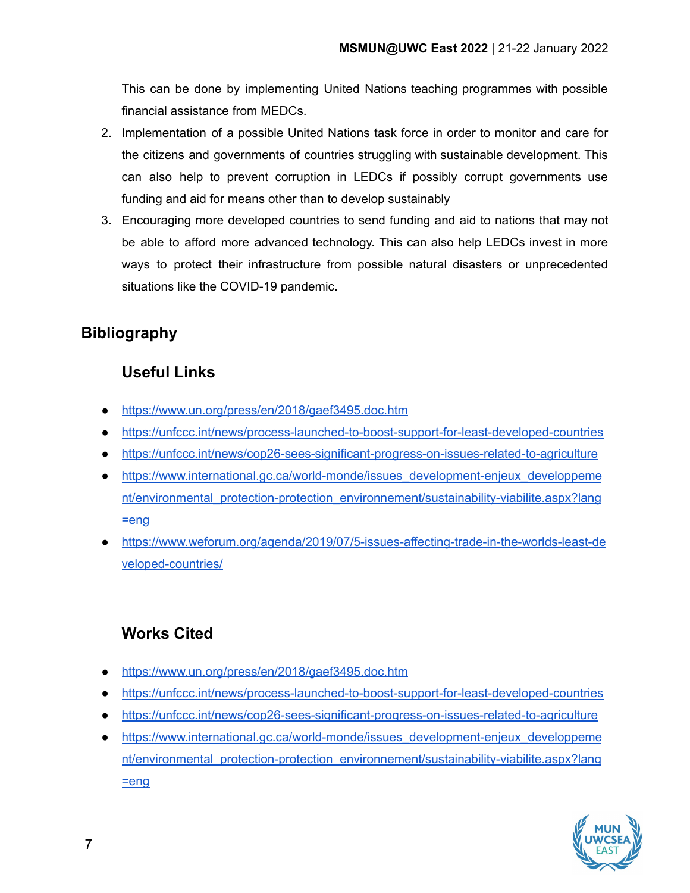This can be done by implementing United Nations teaching programmes with possible financial assistance from MEDCs.

2. Implementation of a possible United Nations task force in order to monitor and care for the citizens and governments of countries struggling with sustainable development. This can also help to prevent corruption in LEDCs if possibly corrupt governments use funding and aid for means other than to develop sustainably
3. Encouraging more developed countries to send funding and aid to nations that may not be able to afford more advanced technology. This can also help LEDCs invest in more ways to protect their infrastructure from possible natural disasters or unprecedented situations like the COVID-19 pandemic.

## Bibliography

### Useful Links

- https://www.un.org/press/en/2018/gaef3495.doc.htm
- https://unfccc.int/news/process-launched-to-boost-support-for-least-developed-countries
- https://unfccc.int/news/cop26-sees-significant-progress-on-issues-related-to-agriculture
- https://www.international.gc.ca/world-monde/issues_development-enjeux_developpement/environmental_protection-protection_environnement/sustainability-viabilite.aspx?lang=eng
- https://www.weforum.org/agenda/2019/07/5-issues-affecting-trade-in-the-worlds-least-developed-countries/

### Works Cited

- https://www.un.org/press/en/2018/gaef3495.doc.htm
- https://unfccc.int/news/process-launched-to-boost-support-for-least-developed-countries
- https://unfccc.int/news/cop26-sees-significant-progress-on-issues-related-to-agriculture
- https://www.international.gc.ca/world-monde/issues_development-enjeux_developpement/environmental_protection-protection_environnement/sustainability-viabilite.aspx?lang=eng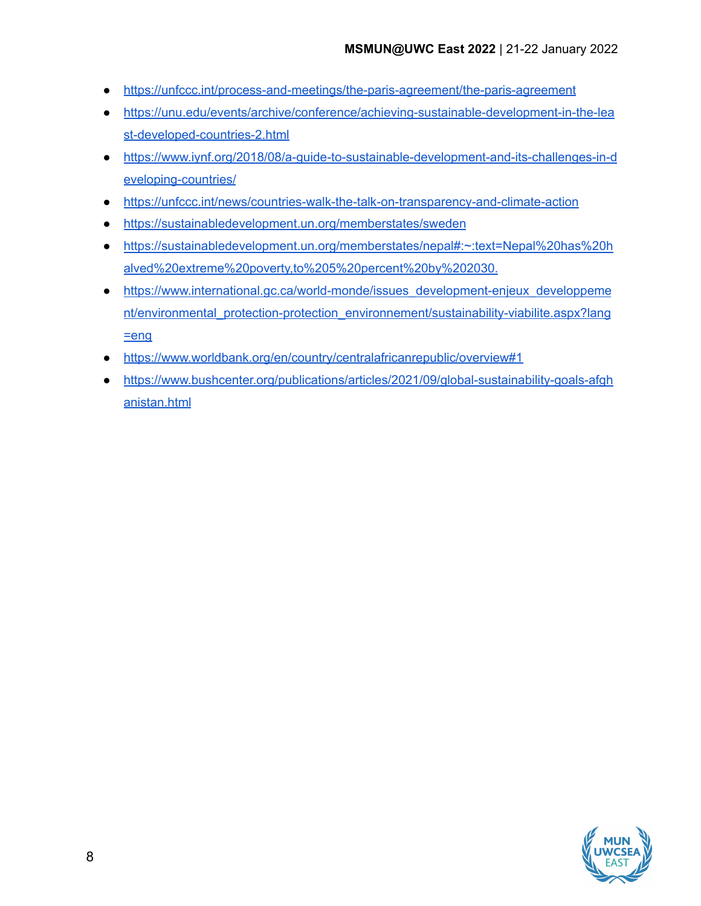- https://unfccc.int/process-and-meetings/the-paris-agreement/the-paris-agreement
- https://unu.edu/events/archive/conference/achieving-sustainable-development-in-the-least-developed-countries-2.html
- https://www.iynf.org/2018/08/a-guide-to-sustainable-development-and-its-challenges-in-developing-countries/
- https://unfccc.int/news/countries-walk-the-talk-on-transparency-and-climate-action
- https://sustainabledevelopment.un.org/memberstates/sweden
- https://sustainabledevelopment.un.org/memberstates/nepal#:~:text=Nepal%20has%20halved%20extreme%20poverty,to%205%20percent%20by%202030.
- https://www.international.gc.ca/world-monde/issues_development-enjeux_developpement/environmental_protection-protection_environnement/sustainability-viabilite.aspx?lang=eng
- https://www.worldbank.org/en/country/centralafricanrepublic/overview#1
- https://www.bushcenter.org/publications/articles/2021/09/global-sustainability-goals-afghanistan.html